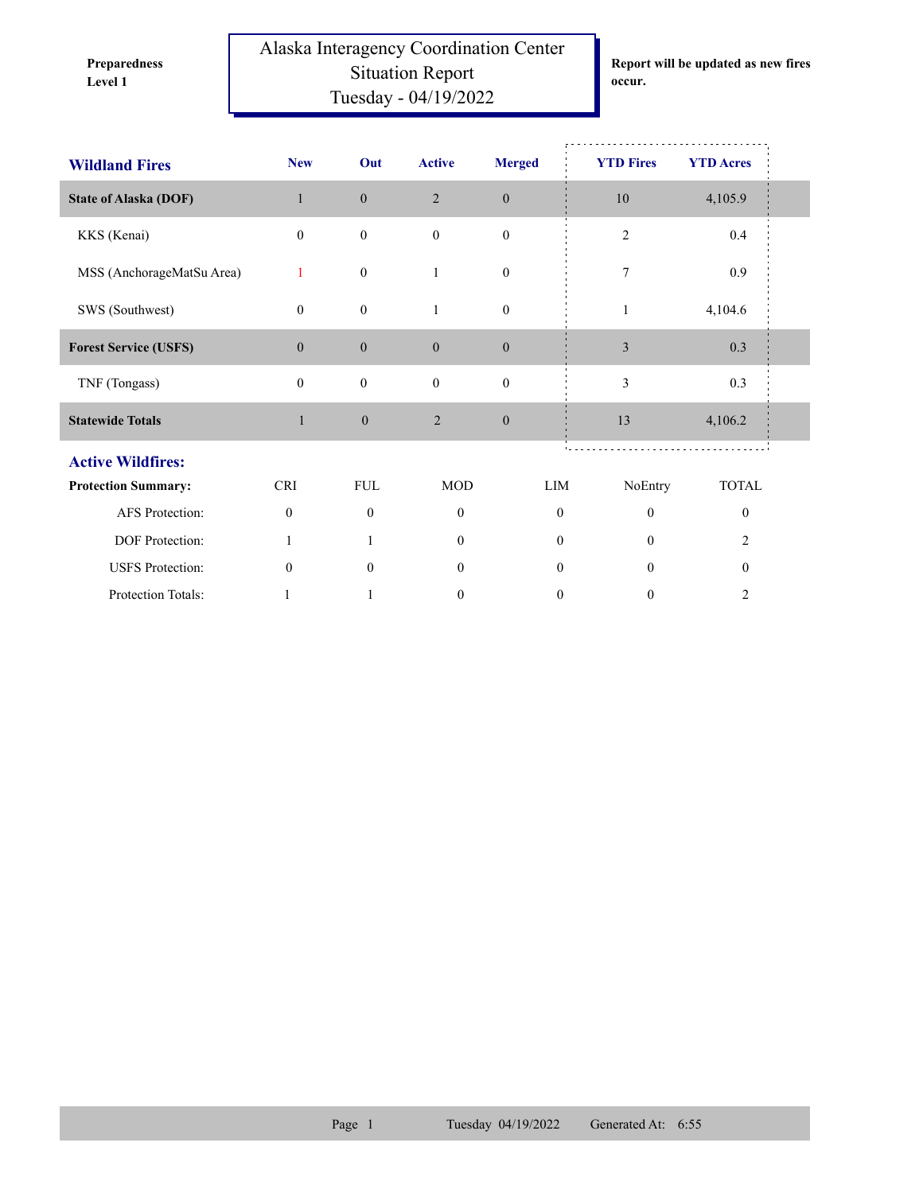**Preparedness Level 1**

# Alaska Interagency Coordination Center Situation Report Tuesday - 04/19/2022

**Report will be updated as new fires occur.**

| Wildland Fires | New | Out | Active | Merged | YTD Fires | YTD Acres |
|---|---|---|---|---|---|---|
| **State of Alaska (DOF)** | 1 | 0 | 2 | 0 | 10 | 4,105.9 |
| KKS (Kenai) | 0 | 0 | 0 | 0 | 2 | 0.4 |
| MSS (AnchorageMatSu Area) | 1 | 0 | 1 | 0 | 7 | 0.9 |
| SWS (Southwest) | 0 | 0 | 1 | 0 | 1 | 4,104.6 |
| **Forest Service (USFS)** | 0 | 0 | 0 | 0 | 3 | 0.3 |
| TNF (Tongass) | 0 | 0 | 0 | 0 | 3 | 0.3 |
| **Statewide Totals** | 1 | 0 | 2 | 0 | 13 | 4,106.2 |

## Active Wildfires:

| Protection Summary: | CRI | FUL | MOD | LIM | NoEntry | TOTAL |
|---|---|---|---|---|---|---|
| AFS Protection: | 0 | 0 | 0 | 0 | 0 | 0 |
| DOF Protection: | 1 | 1 | 0 | 0 | 0 | 2 |
| USFS Protection: | 0 | 0 | 0 | 0 | 0 | 0 |
| Protection Totals: | 1 | 1 | 0 | 0 | 0 | 2 |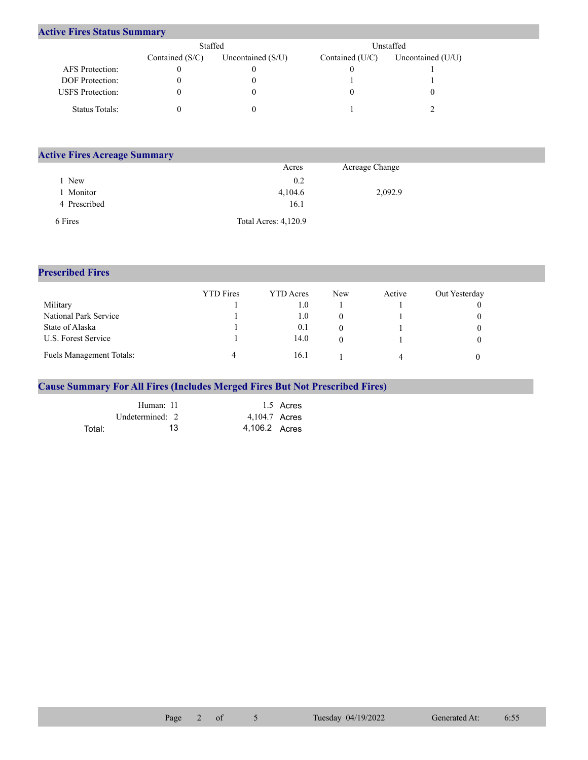## Active Fires Status Summary

| | Staffed | | Unstaffed | |
|---|---|---|---|---|
| | Contained (S/C) | Uncontained (S/U) | Contained (U/C) | Uncontained (U/U) |
| AFS Protection: | 0 | 0 | 0 | 1 |
| DOF Protection: | 0 | 0 | 1 | 1 |
| USFS Protection: | 0 | 0 | 0 | 0 |
| Status Totals: | 0 | 0 | 1 | 2 |

## Active Fires Acreage Summary

| | Acres | Acreage Change |
|---|---|---|
| 1 New | 0.2 | |
| 1 Monitor | 4,104.6 | 2,092.9 |
| 4 Prescribed | 16.1 | |
| 6 Fires | Total Acres: 4,120.9 | |

## Prescribed Fires

| | YTD Fires | YTD Acres | New | Active | Out Yesterday |
|---|---|---|---|---|---|
| Military | 1 | 1.0 | 1 | 1 | 0 |
| National Park Service | 1 | 1.0 | 0 | 1 | 0 |
| State of Alaska | 1 | 0.1 | 0 | 1 | 0 |
| U.S. Forest Service | 1 | 14.0 | 0 | 1 | 0 |
| Fuels Management Totals: | 4 | 16.1 | 1 | 4 | 0 |

## Cause Summary For All Fires (Includes Merged Fires But Not Prescribed Fires)

| | Fires | Acres |
|---|---|---|
| Human: | 11 | 1.5 Acres |
| Undetermined: | 2 | 4,104.7 Acres |
| Total: | 13 | 4,106.2 Acres |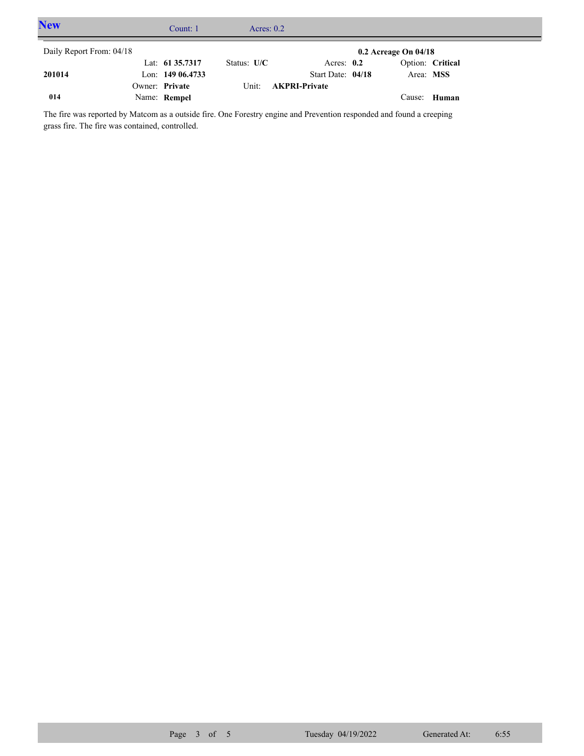## New

Count: 1 Acres: 0.2

| Daily Report From: 04/18 | | | | 0.2 Acreage On 04/18 |
|---|---|---|---|---|
| | Lat: **61 35.7317** | Status: **U/C** | Acres: **0.2** | Option: **Critical** |
| **201014** | Lon: **149 06.4733** | | Start Date: **04/18** | Area: **MSS** |
| | Owner: **Private** | Unit: **AKPRI-Private** | | |
| **014** | Name: **Rempel** | | | Cause: **Human** |

The fire was reported by Matcom as a outside fire. One Forestry engine and Prevention responded and found a creeping grass fire. The fire was contained, controlled.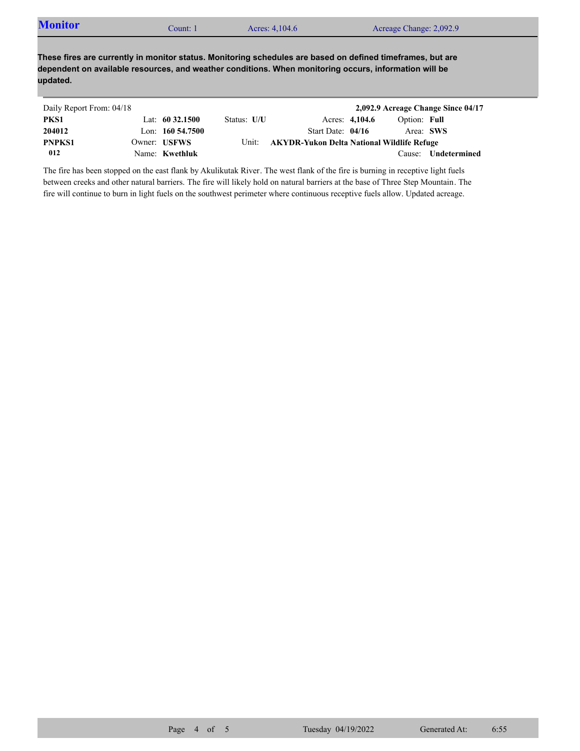## Monitor

Count: 1 | Acres: 4,104.6 | Acreage Change: 2,092.9

**These fires are currently in monitor status. Monitoring schedules are based on defined timeframes, but are dependent on available resources, and weather conditions. When monitoring occurs, information will be updated.**

Daily Report From: 04/18 — **2,092.9 Acreage Change Since 04/17**

| | | | | |
|---|---|---|---|---|
| **PKS1** | Lat: **60 32.1500** | Status: **U/U** | Acres: **4,104.6** | Option: **Full** |
| **204012** | Lon: **160 54.7500** | | Start Date: **04/16** | Area: **SWS** |
| **PNPKS1** | Owner: **USFWS** | Unit: **AKYDR-Yukon Delta National Wildlife Refuge** | | |
| **012** | Name: **Kwethluk** | | | Cause: **Undetermined** |

The fire has been stopped on the east flank by Akulikutak River. The west flank of the fire is burning in receptive light fuels between creeks and other natural barriers. The fire will likely hold on natural barriers at the base of Three Step Mountain. The fire will continue to burn in light fuels on the southwest perimeter where continuous receptive fuels allow. Updated acreage.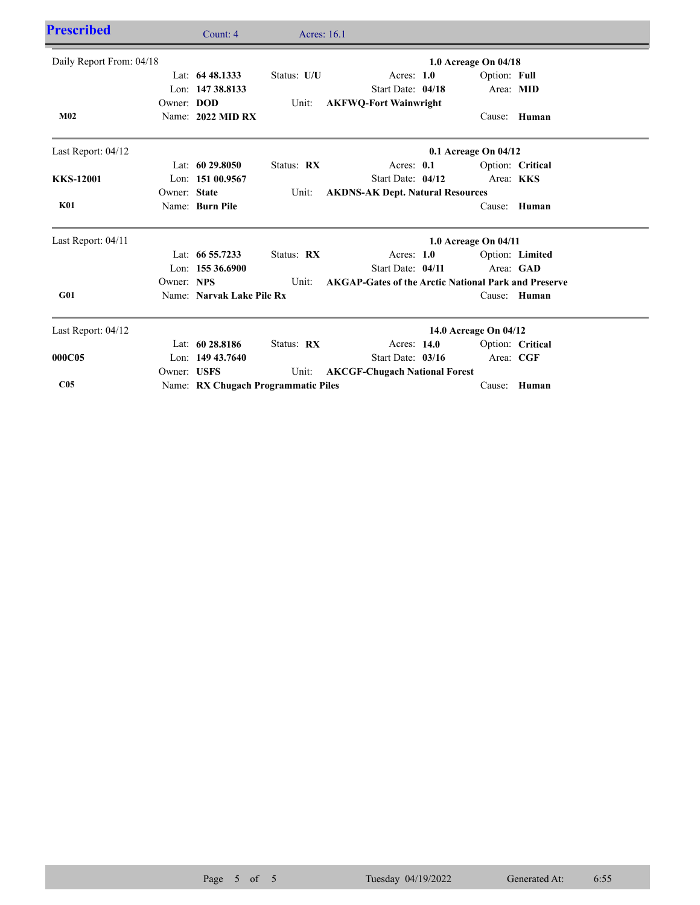## Prescribed

Count: 4 Acres: 16.1

---

Daily Report From: 04/18

**1.0 Acreage On 04/18**

| | | | | |
|---|---|---|---|---|
| | Lat: **64 48.1333** | Status: **U/U** | Acres: **1.0** | Option: **Full** |
| | Lon: **147 38.8133** | | Start Date: **04/18** | Area: **MID** |
| | Owner: **DOD** | Unit: | **AKFWQ-Fort Wainwright** | |
| **M02** | Name: **2022 MID RX** | | | Cause: **Human** |

---

Last Report: 04/12

**0.1 Acreage On 04/12**

| | | | | |
|---|---|---|---|---|
| | Lat: **60 29.8050** | Status: **RX** | Acres: **0.1** | Option: **Critical** |
| **KKS-12001** | Lon: **151 00.9567** | | Start Date: **04/12** | Area: **KKS** |
| | Owner: **State** | Unit: | **AKDNS-AK Dept. Natural Resources** | |
| **K01** | Name: **Burn Pile** | | | Cause: **Human** |

---

Last Report: 04/11

**1.0 Acreage On 04/11**

| | | | | |
|---|---|---|---|---|
| | Lat: **66 55.7233** | Status: **RX** | Acres: **1.0** | Option: **Limited** |
| | Lon: **155 36.6900** | | Start Date: **04/11** | Area: **GAD** |
| | Owner: **NPS** | Unit: | **AKGAP-Gates of the Arctic National Park and Preserve** | |
| **G01** | Name: **Narvak Lake Pile Rx** | | | Cause: **Human** |

---

Last Report: 04/12

**14.0 Acreage On 04/12**

| | | | | |
|---|---|---|---|---|
| | Lat: **60 28.8186** | Status: **RX** | Acres: **14.0** | Option: **Critical** |
| **000C05** | Lon: **149 43.7640** | | Start Date: **03/16** | Area: **CGF** |
| | Owner: **USFS** | Unit: | **AKCGF-Chugach National Forest** | |
| **C05** | Name: **RX Chugach Programmatic Piles** | | | Cause: **Human** |

Tuesday 04/19/2022 Generated At: 6:55